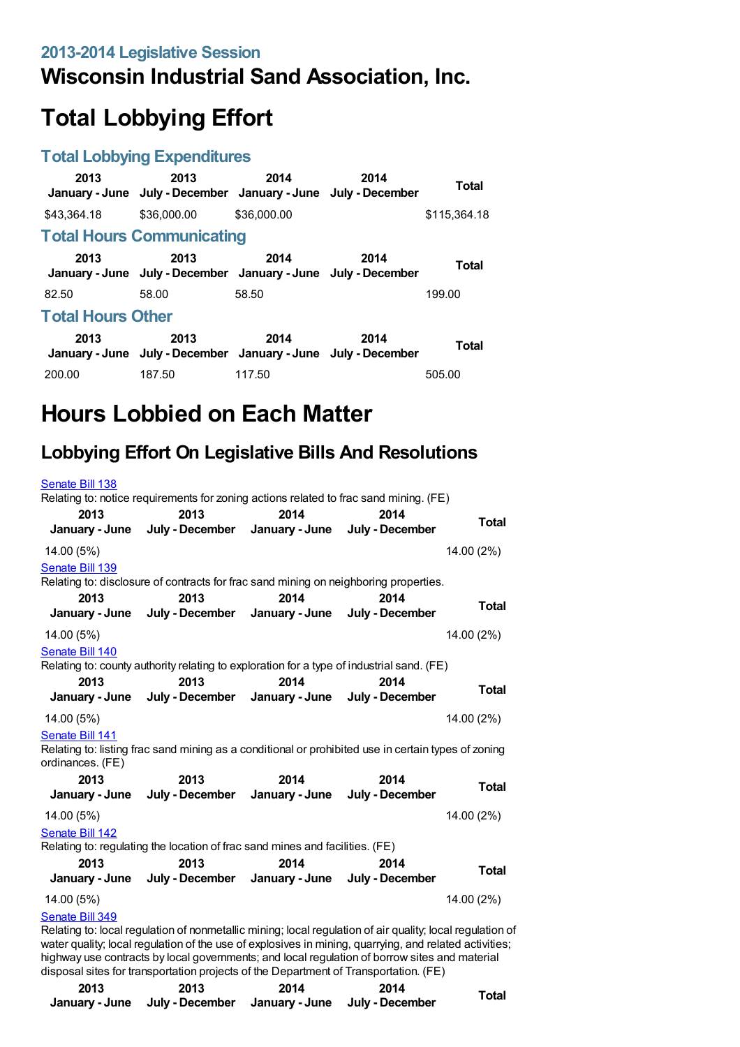## 2013-2014 Legislative Session

# Wisconsin Industrial Sand Association, Inc.

# Total Lobbying Effort

## Total Lobbying Expenditures

| 2013 January - June | 2013 July - December | 2014 January - June | 2014 July - December | Total |
|---|---|---|---|---|
| $43,364.18 | $36,000.00 | $36,000.00 | | $115,364.18 |

## Total Hours Communicating

| 2013 January - June | 2013 July - December | 2014 January - June | 2014 July - December | Total |
|---|---|---|---|---|
| 82.50 | 58.00 | 58.50 | | 199.00 |

## Total Hours Other

| 2013 January - June | 2013 July - December | 2014 January - June | 2014 July - December | Total |
|---|---|---|---|---|
| 200.00 | 187.50 | 117.50 | | 505.00 |

# Hours Lobbied on Each Matter

## Lobbying Effort On Legislative Bills And Resolutions

Senate Bill 138

Relating to: notice requirements for zoning actions related to frac sand mining. (FE)

| 2013 January - June | 2013 July - December | 2014 January - June | 2014 July - December | Total |
|---|---|---|---|---|
| 14.00 (5%) | | | | 14.00 (2%) |

Senate Bill 139

Relating to: disclosure of contracts for frac sand mining on neighboring properties.

| 2013 January - June | 2013 July - December | 2014 January - June | 2014 July - December | Total |
|---|---|---|---|---|
| 14.00 (5%) | | | | 14.00 (2%) |

Senate Bill 140

Relating to: county authority relating to exploration for a type of industrial sand. (FE)

| 2013 January - June | 2013 July - December | 2014 January - June | 2014 July - December | Total |
|---|---|---|---|---|
| 14.00 (5%) | | | | 14.00 (2%) |

Senate Bill 141

Relating to: listing frac sand mining as a conditional or prohibited use in certain types of zoning ordinances. (FE)

| 2013 January - June | 2013 July - December | 2014 January - June | 2014 July - December | Total |
|---|---|---|---|---|
| 14.00 (5%) | | | | 14.00 (2%) |

Senate Bill 142

Relating to: regulating the location of frac sand mines and facilities. (FE)

| 2013 January - June | 2013 July - December | 2014 January - June | 2014 July - December | Total |
|---|---|---|---|---|
| 14.00 (5%) | | | | 14.00 (2%) |

Senate Bill 349

Relating to: local regulation of nonmetallic mining; local regulation of air quality; local regulation of water quality; local regulation of the use of explosives in mining, quarrying, and related activities; highway use contracts by local governments; and local regulation of borrow sites and material disposal sites for transportation projects of the Department of Transportation. (FE)

| 2013 January - June | 2013 July - December | 2014 January - June | 2014 July - December | Total |
|---|---|---|---|---|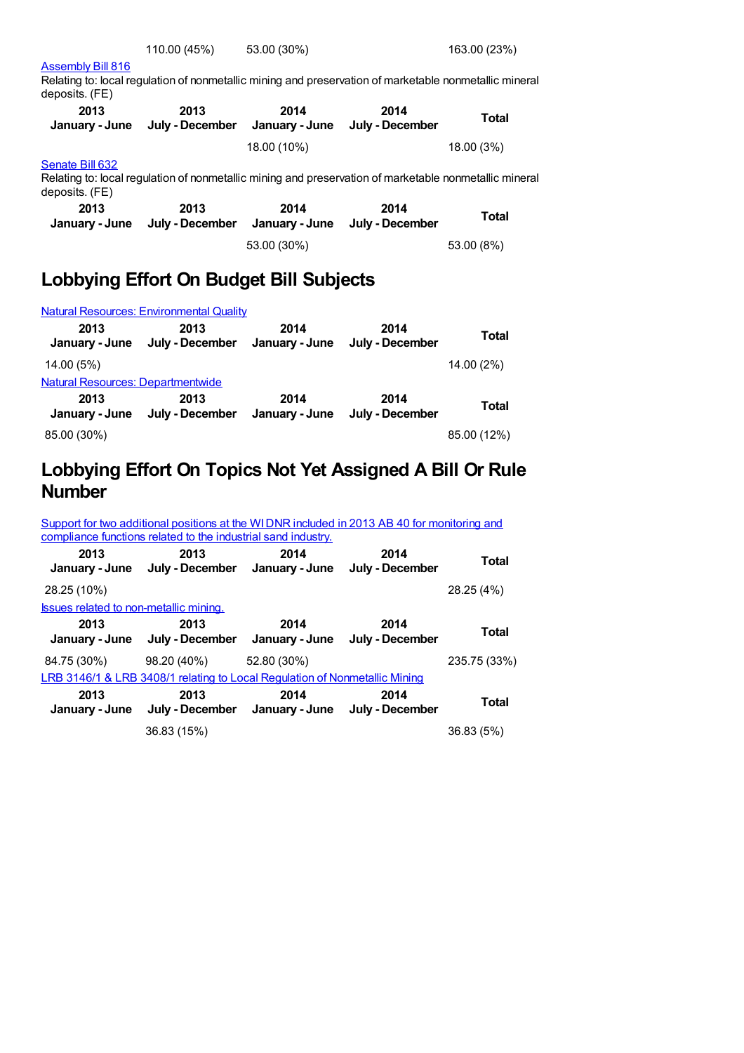| 2013 January - June | 2013 July - December | 2014 January - June | 2014 July - December | Total |
|---|---|---|---|---|
| | 110.00 (45%) | 53.00 (30%) | | 163.00 (23%) |

[Assembly Bill 816](#)

Relating to: local regulation of nonmetallic mining and preservation of marketable nonmetallic mineral deposits. (FE)

| 2013 January - June | 2013 July - December | 2014 January - June | 2014 July - December | Total |
|---|---|---|---|---|
| | | 18.00 (10%) | | 18.00 (3%) |

[Senate Bill 632](#)

Relating to: local regulation of nonmetallic mining and preservation of marketable nonmetallic mineral deposits. (FE)

| 2013 January - June | 2013 July - December | 2014 January - June | 2014 July - December | Total |
|---|---|---|---|---|
| | | 53.00 (30%) | | 53.00 (8%) |

## Lobbying Effort On Budget Bill Subjects

[Natural Resources: Environmental Quality](#)

| 2013 January - June | 2013 July - December | 2014 January - June | 2014 July - December | Total |
|---|---|---|---|---|
| 14.00 (5%) | | | | 14.00 (2%) |

[Natural Resources: Departmentwide](#)

| 2013 January - June | 2013 July - December | 2014 January - June | 2014 July - December | Total |
|---|---|---|---|---|
| 85.00 (30%) | | | | 85.00 (12%) |

## Lobbying Effort On Topics Not Yet Assigned A Bill Or Rule Number

[Support for two additional positions at the WI DNR included in 2013 AB 40 for monitoring and compliance functions related to the industrial sand industry.](#)

| 2013 January - June | 2013 July - December | 2014 January - June | 2014 July - December | Total |
|---|---|---|---|---|
| 28.25 (10%) | | | | 28.25 (4%) |

[Issues related to non-metallic mining.](#)

| 2013 January - June | 2013 July - December | 2014 January - June | 2014 July - December | Total |
|---|---|---|---|---|
| 84.75 (30%) | 98.20 (40%) | 52.80 (30%) | | 235.75 (33%) |

[LRB 3146/1 & LRB 3408/1 relating to Local Regulation of Nonmetallic Mining](#)

| 2013 January - June | 2013 July - December | 2014 January - June | 2014 July - December | Total |
|---|---|---|---|---|
| | 36.83 (15%) | | | 36.83 (5%) |